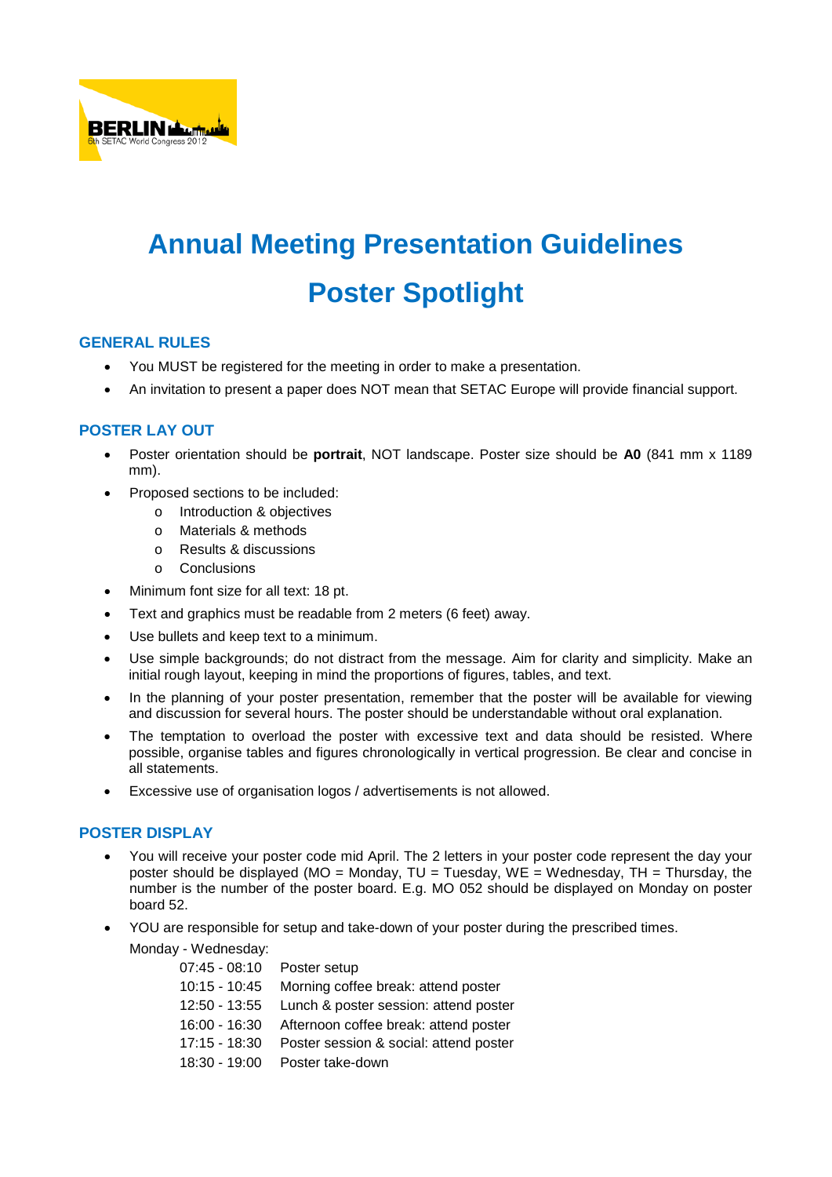# Annual Meeting Presentation Guidelines

# Poster Spotlight

## GENERAL RULES

- You MUST be registered for the meeting in order to make a presentation.
- An invitation to present a paper does NOT mean that SETAC Europe will provide financial support.

## POSTER LAY OUT

- Poster orientation should be **portrait**, NOT landscape. Poster size should be **A0** (841 mm x 1189 mm).
- Proposed sections to be included:
  - Introduction & objectives
  - Materials & methods
  - Results & discussions
  - Conclusions
- Minimum font size for all text: 18 pt.
- Text and graphics must be readable from 2 meters (6 feet) away.
- Use bullets and keep text to a minimum.
- Use simple backgrounds; do not distract from the message. Aim for clarity and simplicity. Make an initial rough layout, keeping in mind the proportions of figures, tables, and text.
- In the planning of your poster presentation, remember that the poster will be available for viewing and discussion for several hours. The poster should be understandable without oral explanation.
- The temptation to overload the poster with excessive text and data should be resisted. Where possible, organise tables and figures chronologically in vertical progression. Be clear and concise in all statements.
- Excessive use of organisation logos / advertisements is not allowed.

## POSTER DISPLAY

- You will receive your poster code mid April. The 2 letters in your poster code represent the day your poster should be displayed (MO = Monday, TU = Tuesday, WE = Wednesday, TH = Thursday, the number is the number of the poster board. E.g. MO 052 should be displayed on Monday on poster board 52.
- YOU are responsible for setup and take-down of your poster during the prescribed times.

  Monday - Wednesday:

  | | |
  |---|---|
  | 07:45 - 08:10 | Poster setup |
  | 10:15 - 10:45 | Morning coffee break: attend poster |
  | 12:50 - 13:55 | Lunch & poster session: attend poster |
  | 16:00 - 16:30 | Afternoon coffee break: attend poster |
  | 17:15 - 18:30 | Poster session & social: attend poster |
  | 18:30 - 19:00 | Poster take-down |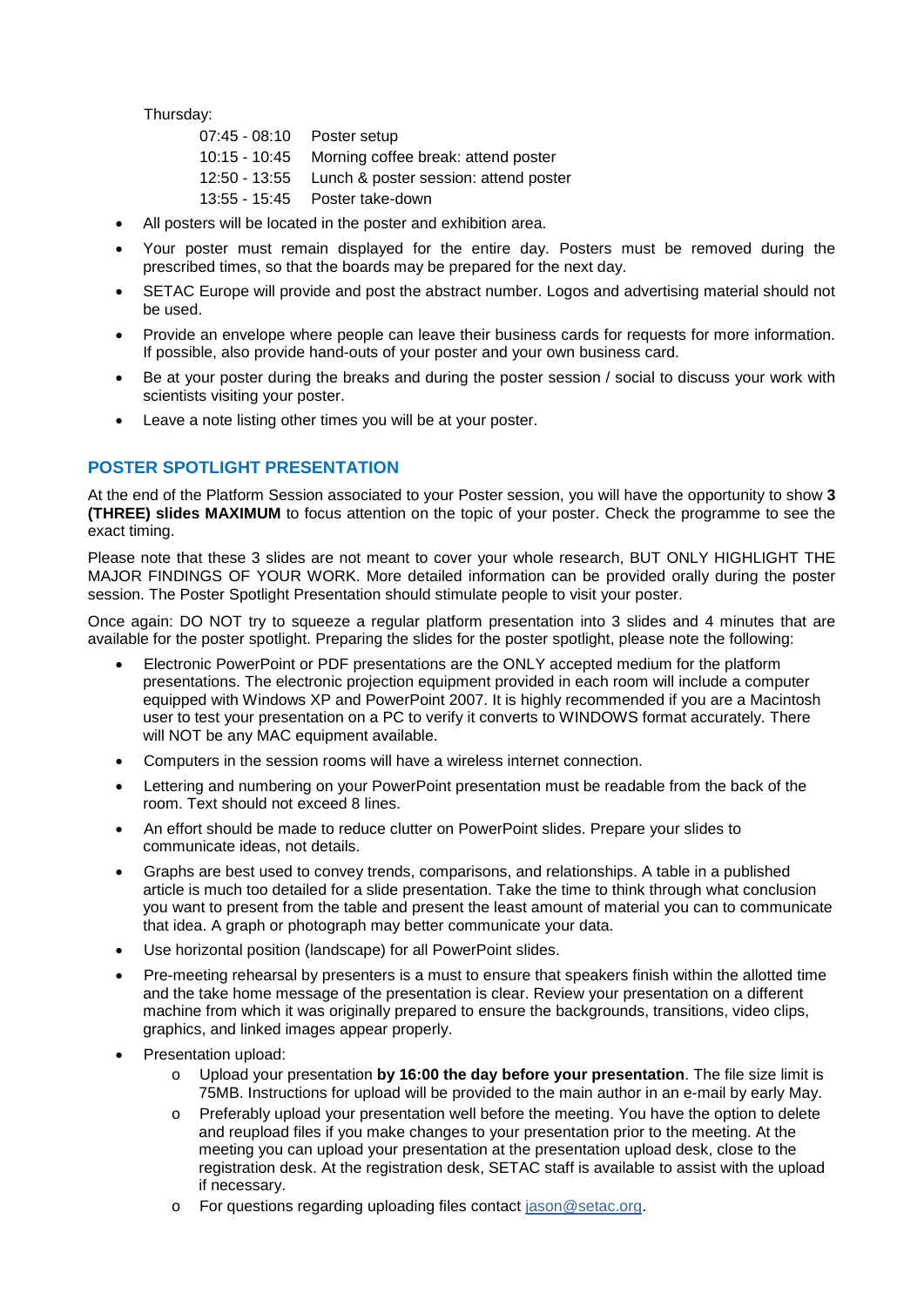Thursday:

07:45 - 08:10 Poster setup
10:15 - 10:45 Morning coffee break: attend poster
12:50 - 13:55 Lunch & poster session: attend poster
13:55 - 15:45 Poster take-down

- All posters will be located in the poster and exhibition area.
- Your poster must remain displayed for the entire day. Posters must be removed during the prescribed times, so that the boards may be prepared for the next day.
- SETAC Europe will provide and post the abstract number. Logos and advertising material should not be used.
- Provide an envelope where people can leave their business cards for requests for more information. If possible, also provide hand-outs of your poster and your own business card.
- Be at your poster during the breaks and during the poster session / social to discuss your work with scientists visiting your poster.
- Leave a note listing other times you will be at your poster.

## POSTER SPOTLIGHT PRESENTATION

At the end of the Platform Session associated to your Poster session, you will have the opportunity to show **3 (THREE) slides MAXIMUM** to focus attention on the topic of your poster. Check the programme to see the exact timing.

Please note that these 3 slides are not meant to cover your whole research, BUT ONLY HIGHLIGHT THE MAJOR FINDINGS OF YOUR WORK. More detailed information can be provided orally during the poster session. The Poster Spotlight Presentation should stimulate people to visit your poster.

Once again: DO NOT try to squeeze a regular platform presentation into 3 slides and 4 minutes that are available for the poster spotlight. Preparing the slides for the poster spotlight, please note the following:

- Electronic PowerPoint or PDF presentations are the ONLY accepted medium for the platform presentations. The electronic projection equipment provided in each room will include a computer equipped with Windows XP and PowerPoint 2007. It is highly recommended if you are a Macintosh user to test your presentation on a PC to verify it converts to WINDOWS format accurately. There will NOT be any MAC equipment available.
- Computers in the session rooms will have a wireless internet connection.
- Lettering and numbering on your PowerPoint presentation must be readable from the back of the room. Text should not exceed 8 lines.
- An effort should be made to reduce clutter on PowerPoint slides. Prepare your slides to communicate ideas, not details.
- Graphs are best used to convey trends, comparisons, and relationships. A table in a published article is much too detailed for a slide presentation. Take the time to think through what conclusion you want to present from the table and present the least amount of material you can to communicate that idea. A graph or photograph may better communicate your data.
- Use horizontal position (landscape) for all PowerPoint slides.
- Pre-meeting rehearsal by presenters is a must to ensure that speakers finish within the allotted time and the take home message of the presentation is clear. Review your presentation on a different machine from which it was originally prepared to ensure the backgrounds, transitions, video clips, graphics, and linked images appear properly.
- Presentation upload:
  - Upload your presentation **by 16:00 the day before your presentation**. The file size limit is 75MB. Instructions for upload will be provided to the main author in an e-mail by early May.
  - Preferably upload your presentation well before the meeting. You have the option to delete and reupload files if you make changes to your presentation prior to the meeting. At the meeting you can upload your presentation at the presentation upload desk, close to the registration desk. At the registration desk, SETAC staff is available to assist with the upload if necessary.
  - For questions regarding uploading files contact jason@setac.org.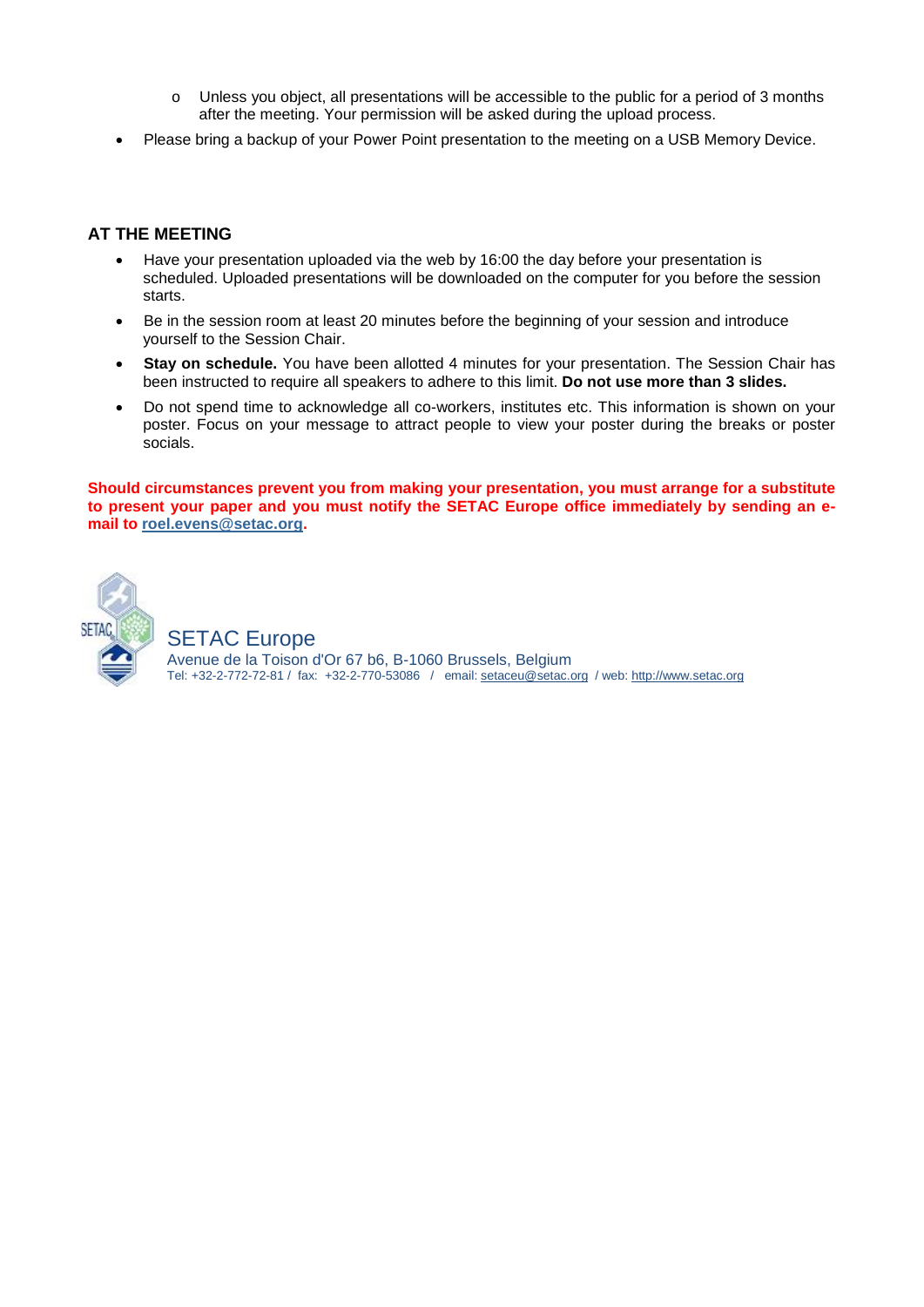- Unless you object, all presentations will be accessible to the public for a period of 3 months after the meeting. Your permission will be asked during the upload process.
- Please bring a backup of your Power Point presentation to the meeting on a USB Memory Device.

## AT THE MEETING

- Have your presentation uploaded via the web by 16:00 the day before your presentation is scheduled. Uploaded presentations will be downloaded on the computer for you before the session starts.
- Be in the session room at least 20 minutes before the beginning of your session and introduce yourself to the Session Chair.
- **Stay on schedule.** You have been allotted 4 minutes for your presentation. The Session Chair has been instructed to require all speakers to adhere to this limit. **Do not use more than 3 slides.**
- Do not spend time to acknowledge all co-workers, institutes etc. This information is shown on your poster. Focus on your message to attract people to view your poster during the breaks or poster socials.

**Should circumstances prevent you from making your presentation, you must arrange for a substitute to present your paper and you must notify the SETAC Europe office immediately by sending an e-mail to roel.evens@setac.org.**

SETAC Europe
Avenue de la Toison d'Or 67 b6, B-1060 Brussels, Belgium
Tel: +32-2-772-72-81 / fax: +32-2-770-53086 / email: setaceu@setac.org / web: http://www.setac.org